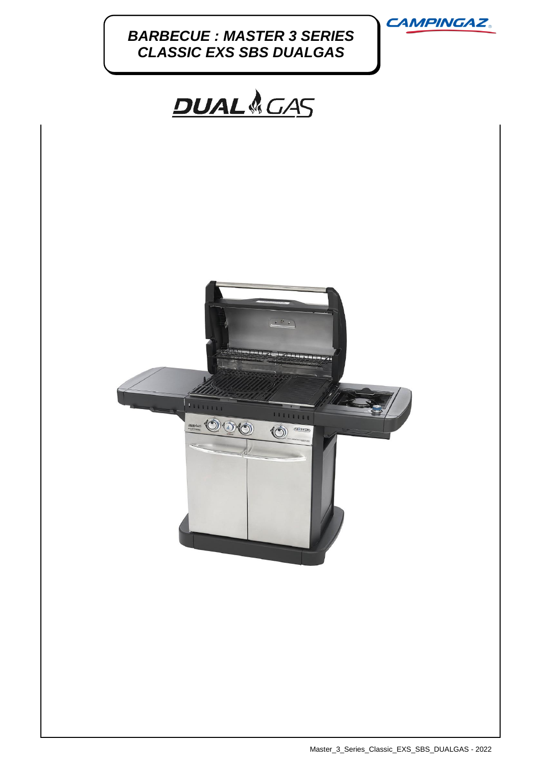# BARBECUE : MASTER 3 SERIES CLASSIC EXS SBS DUALGAS

CAMPINGAZ

DUAL GAS

Master_3_Series_Classic_EXS_SBS_DUALGAS - 2022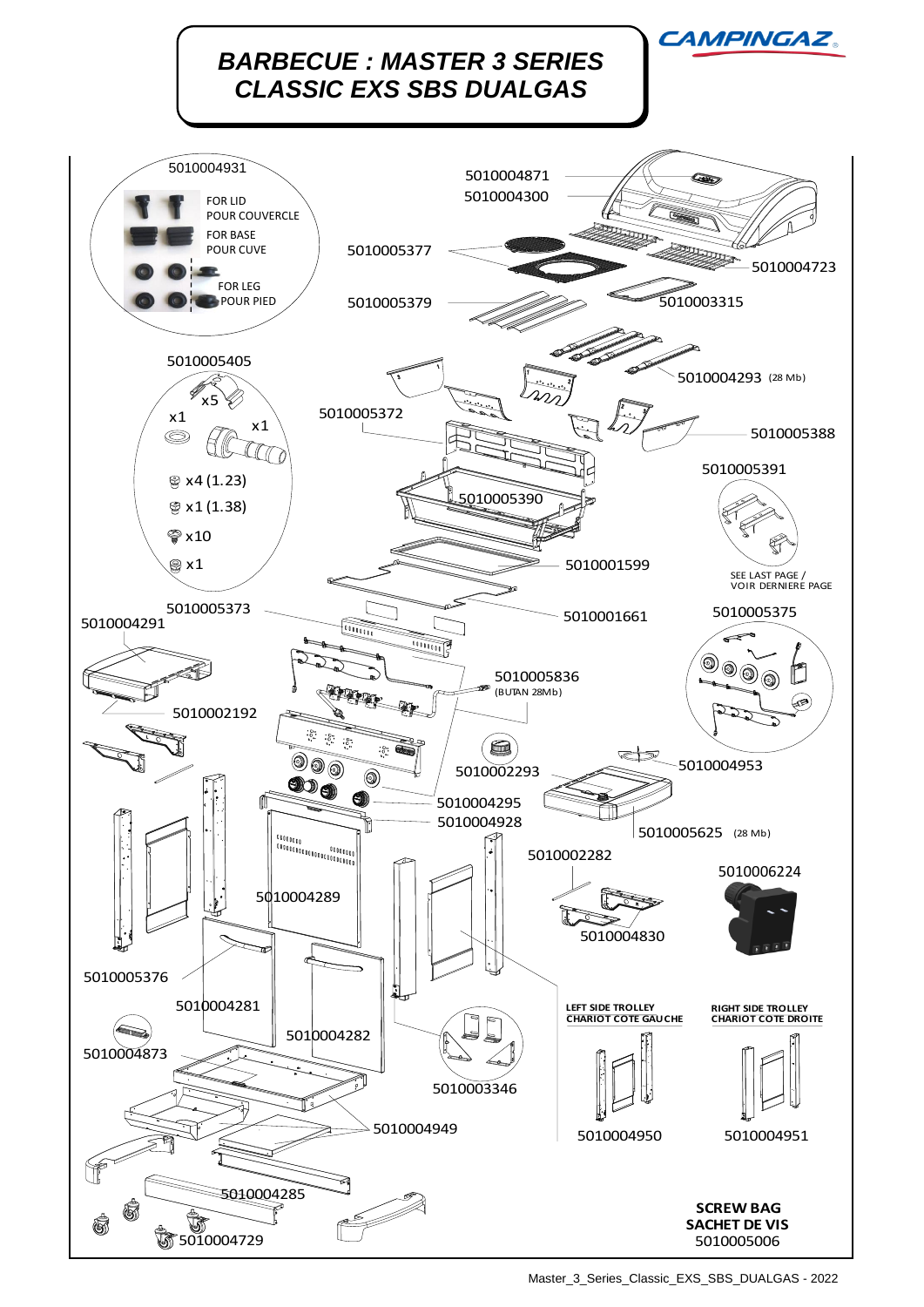# BARBECUE : MASTER 3 SERIES CLASSIC EXS SBS DUALGAS

CAMPINGAZ

5010004931

FOR LID
POUR COUVERCLE

FOR BASE
POUR CUVE

FOR LEG
POUR PIED

5010004871

5010004300

5010005377

5010004723

5010005379

5010003315

5010005405

x5

x1

x1

x4 (1.23)

x1 (1.38)

x10

x1

5010004293 (28 Mb)

5010005372

5010005388

5010005391

5010005390

SEE LAST PAGE /
VOIR DERNIERE PAGE

5010001599

5010005373

5010004291

5010001661

5010005375

5010005836
(BUTAN 28Mb)

5010002192

5010002293

5010004953

5010004295

5010004928

5010005625 (28 Mb)

5010002282

5010006224

5010004289

5010004830

5010005376

5010004281

5010004282

5010004873

5010003346

LEFT SIDE TROLLEY
CHARIOT COTE GAUCHE

RIGHT SIDE TROLLEY
CHARIOT COTE DROITE

5010004949

5010004950

5010004951

5010004285

5010004729

**SCREW BAG**
**SACHET DE VIS**
5010005006

Master_3_Series_Classic_EXS_SBS_DUALGAS - 2022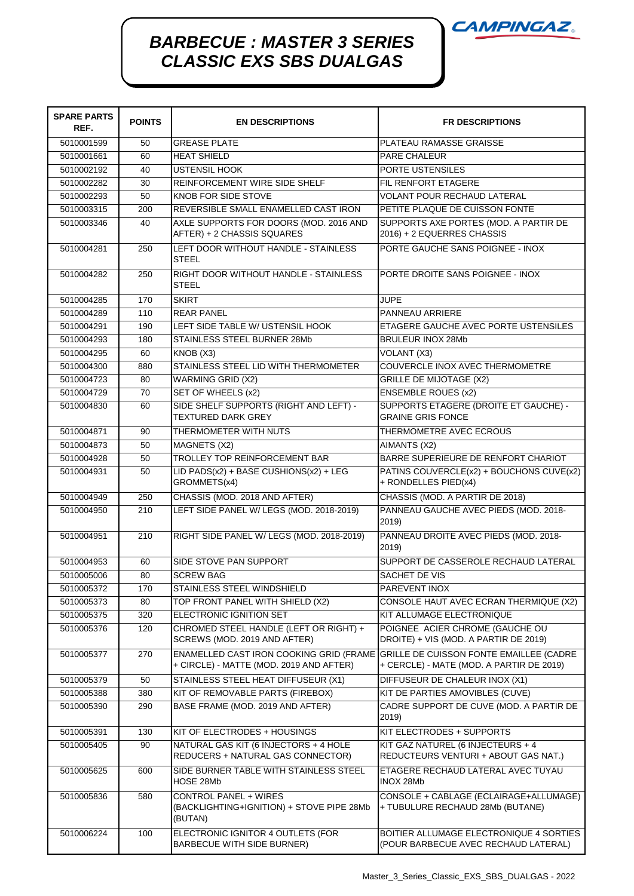# BARBECUE : MASTER 3 SERIES CLASSIC EXS SBS DUALGAS

| SPARE PARTS REF. | POINTS | EN DESCRIPTIONS | FR DESCRIPTIONS |
|---|---|---|---|
| 5010001599 | 50 | GREASE PLATE | PLATEAU RAMASSE GRAISSE |
| 5010001661 | 60 | HEAT SHIELD | PARE CHALEUR |
| 5010002192 | 40 | USTENSIL HOOK | PORTE USTENSILES |
| 5010002282 | 30 | REINFORCEMENT WIRE SIDE SHELF | FIL RENFORT ETAGERE |
| 5010002293 | 50 | KNOB FOR SIDE STOVE | VOLANT POUR RECHAUD LATERAL |
| 5010003315 | 200 | REVERSIBLE SMALL ENAMELLED CAST IRON | PETITE PLAQUE DE CUISSON FONTE |
| 5010003346 | 40 | AXLE SUPPORTS FOR DOORS (MOD. 2016 AND AFTER) + 2 CHASSIS SQUARES | SUPPORTS AXE PORTES (MOD. A PARTIR DE 2016) + 2 EQUERRES CHASSIS |
| 5010004281 | 250 | LEFT DOOR WITHOUT HANDLE - STAINLESS STEEL | PORTE GAUCHE SANS POIGNEE - INOX |
| 5010004282 | 250 | RIGHT DOOR WITHOUT HANDLE - STAINLESS STEEL | PORTE DROITE SANS POIGNEE - INOX |
| 5010004285 | 170 | SKIRT | JUPE |
| 5010004289 | 110 | REAR PANEL | PANNEAU ARRIERE |
| 5010004291 | 190 | LEFT SIDE TABLE W/ USTENSIL HOOK | ETAGERE GAUCHE AVEC PORTE USTENSILES |
| 5010004293 | 180 | STAINLESS STEEL BURNER 28Mb | BRULEUR INOX 28Mb |
| 5010004295 | 60 | KNOB (X3) | VOLANT (X3) |
| 5010004300 | 880 | STAINLESS STEEL LID WITH THERMOMETER | COUVERCLE INOX AVEC THERMOMETRE |
| 5010004723 | 80 | WARMING GRID (X2) | GRILLE DE MIJOTAGE (X2) |
| 5010004729 | 70 | SET OF WHEELS (x2) | ENSEMBLE ROUES (x2) |
| 5010004830 | 60 | SIDE SHELF SUPPORTS (RIGHT AND LEFT) - TEXTURED DARK GREY | SUPPORTS ETAGERE (DROITE ET GAUCHE) - GRAINE GRIS FONCE |
| 5010004871 | 90 | THERMOMETER WITH NUTS | THERMOMETRE AVEC ECROUS |
| 5010004873 | 50 | MAGNETS (X2) | AIMANTS (X2) |
| 5010004928 | 50 | TROLLEY TOP REINFORCEMENT BAR | BARRE SUPERIEURE DE RENFORT CHARIOT |
| 5010004931 | 50 | LID PADS(x2) + BASE CUSHIONS(x2) + LEG GROMMETS(x4) | PATINS COUVERCLE(x2) + BOUCHONS CUVE(x2) + RONDELLES PIED(x4) |
| 5010004949 | 250 | CHASSIS (MOD. 2018 AND AFTER) | CHASSIS (MOD. A PARTIR DE 2018) |
| 5010004950 | 210 | LEFT SIDE PANEL W/ LEGS (MOD. 2018-2019) | PANNEAU GAUCHE AVEC PIEDS (MOD. 2018-2019) |
| 5010004951 | 210 | RIGHT SIDE PANEL W/ LEGS (MOD. 2018-2019) | PANNEAU DROITE AVEC PIEDS (MOD. 2018-2019) |
| 5010004953 | 60 | SIDE STOVE PAN SUPPORT | SUPPORT DE CASSEROLE RECHAUD LATERAL |
| 5010005006 | 80 | SCREW BAG | SACHET DE VIS |
| 5010005372 | 170 | STAINLESS STEEL WINDSHIELD | PAREVENT INOX |
| 5010005373 | 80 | TOP FRONT PANEL WITH SHIELD (X2) | CONSOLE HAUT AVEC ECRAN THERMIQUE (X2) |
| 5010005375 | 320 | ELECTRONIC IGNITION SET | KIT ALLUMAGE ELECTRONIQUE |
| 5010005376 | 120 | CHROMED STEEL HANDLE (LEFT OR RIGHT) + SCREWS (MOD. 2019 AND AFTER) | POIGNEE ACIER CHROME (GAUCHE OU DROITE) + VIS (MOD. A PARTIR DE 2019) |
| 5010005377 | 270 | ENAMELLED CAST IRON COOKING GRID (FRAME + CIRCLE) - MATTE (MOD. 2019 AND AFTER) | GRILLE DE CUISSON FONTE EMAILLEE (CADRE + CERCLE) - MATE (MOD. A PARTIR DE 2019) |
| 5010005379 | 50 | STAINLESS STEEL HEAT DIFFUSEUR (X1) | DIFFUSEUR DE CHALEUR INOX (X1) |
| 5010005388 | 380 | KIT OF REMOVABLE PARTS (FIREBOX) | KIT DE PARTIES AMOVIBLES (CUVE) |
| 5010005390 | 290 | BASE FRAME (MOD. 2019 AND AFTER) | CADRE SUPPORT DE CUVE (MOD. A PARTIR DE 2019) |
| 5010005391 | 130 | KIT OF ELECTRODES + HOUSINGS | KIT ELECTRODES + SUPPORTS |
| 5010005405 | 90 | NATURAL GAS KIT (6 INJECTORS + 4 HOLE REDUCERS + NATURAL GAS CONNECTOR) | KIT GAZ NATUREL (6 INJECTEURS + 4 REDUCTEURS VENTURI + ABOUT GAS NAT.) |
| 5010005625 | 600 | SIDE BURNER TABLE WITH STAINLESS STEEL HOSE 28Mb | ETAGERE RECHAUD LATERAL AVEC TUYAU INOX 28Mb |
| 5010005836 | 580 | CONTROL PANEL + WIRES (BACKLIGHTING+IGNITION) + STOVE PIPE 28Mb (BUTAN) | CONSOLE + CABLAGE (ECLAIRAGE+ALLUMAGE) + TUBULURE RECHAUD 28Mb (BUTANE) |
| 5010006224 | 100 | ELECTRONIC IGNITOR 4 OUTLETS (FOR BARBECUE WITH SIDE BURNER) | BOITIER ALLUMAGE ELECTRONIQUE 4 SORTIES (POUR BARBECUE AVEC RECHAUD LATERAL) |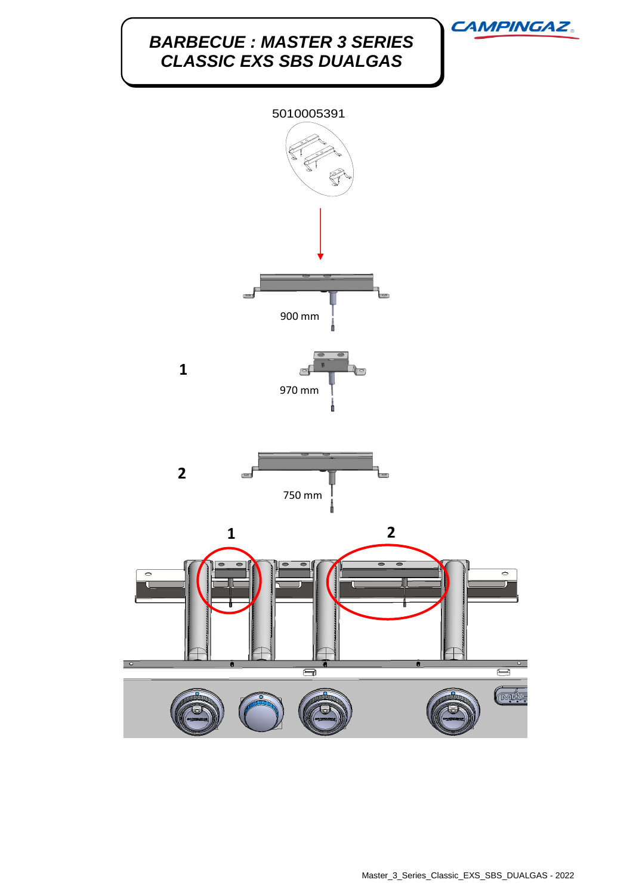# BARBECUE : MASTER 3 SERIES CLASSIC EXS SBS DUALGAS

5010005391

900 mm

1

970 mm

2

750 mm

1

2

Master_3_Series_Classic_EXS_SBS_DUALGAS - 2022